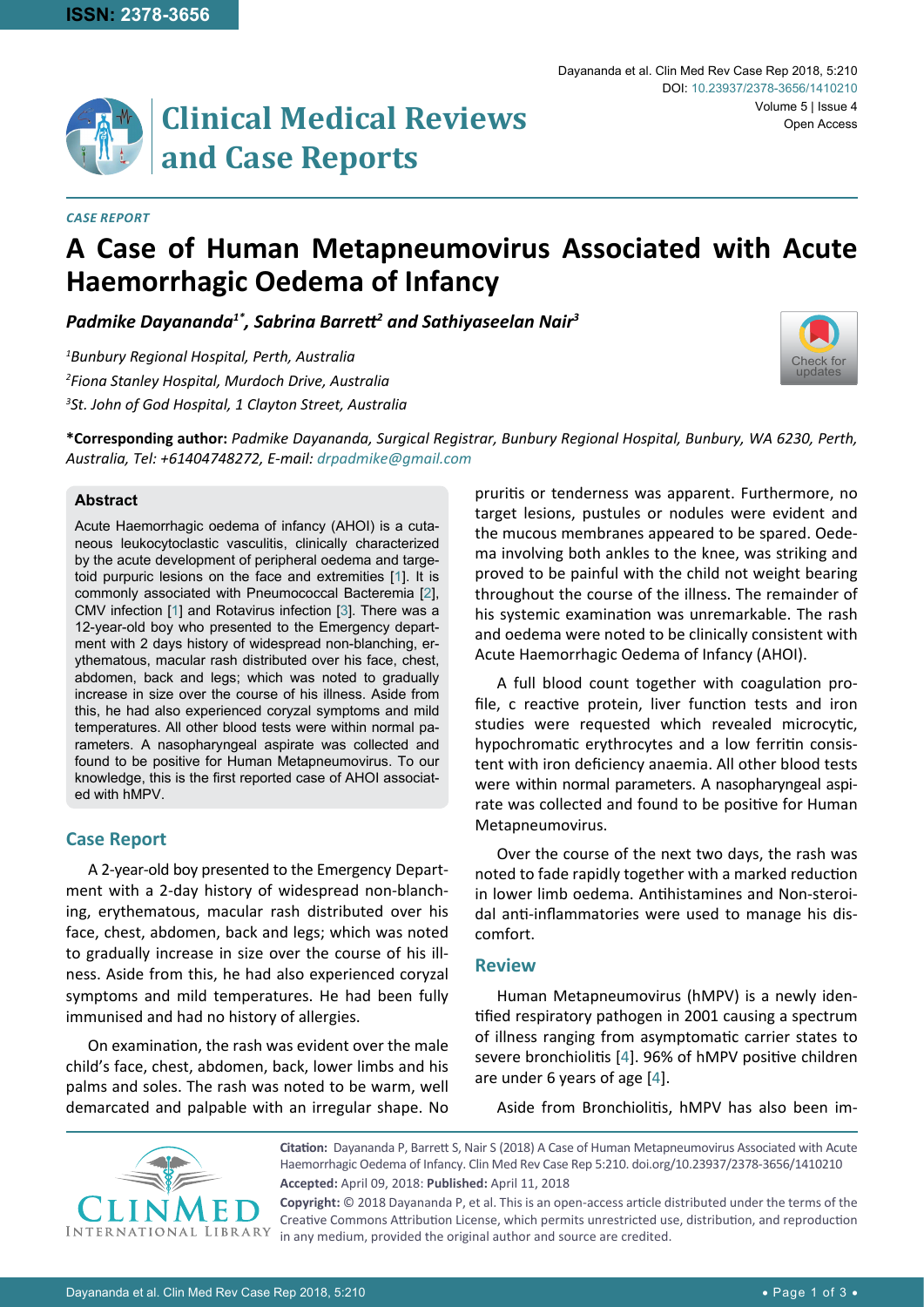*CASE REPORT*

# A Case of Human Metapneumovirus Associated with Acute Haemorrhagic Oedema of Infancy

***Padmike Dayananda[1*], Sabrina Barrett[2] and Sathiyaseelan Nair[3]***

*[1]Bunbury Regional Hospital, Perth, Australia*

*[2]Fiona Stanley Hospital, Murdoch Drive, Australia*

*[3]St. John of God Hospital, 1 Clayton Street, Australia*

**\*Corresponding author:** *Padmike Dayananda, Surgical Registrar, Bunbury Regional Hospital, Bunbury, WA 6230, Perth, Australia, Tel: +61404748272, E-mail: drpadmike@gmail.com*

### Abstract

Acute Haemorrhagic oedema of infancy (AHOI) is a cutaneous leukocytoclastic vasculitis, clinically characterized by the acute development of peripheral oedema and targetoid purpuric lesions on the face and extremities [1]. It is commonly associated with Pneumococcal Bacteremia [2], CMV infection [1] and Rotavirus infection [3]. There was a 12-year-old boy who presented to the Emergency department with 2 days history of widespread non-blanching, erythematous, macular rash distributed over his face, chest, abdomen, back and legs; which was noted to gradually increase in size over the course of his illness. Aside from this, he had also experienced coryzal symptoms and mild temperatures. All other blood tests were within normal parameters. A nasopharyngeal aspirate was collected and found to be positive for Human Metapneumovirus. To our knowledge, this is the first reported case of AHOI associated with hMPV.

## Case Report

A 2-year-old boy presented to the Emergency Department with a 2-day history of widespread non-blanching, erythematous, macular rash distributed over his face, chest, abdomen, back and legs; which was noted to gradually increase in size over the course of his illness. Aside from this, he had also experienced coryzal symptoms and mild temperatures. He had been fully immunised and had no history of allergies.

On examination, the rash was evident over the male child's face, chest, abdomen, back, lower limbs and his palms and soles. The rash was noted to be warm, well demarcated and palpable with an irregular shape. No pruritis or tenderness was apparent. Furthermore, no target lesions, pustules or nodules were evident and the mucous membranes appeared to be spared. Oedema involving both ankles to the knee, was striking and proved to be painful with the child not weight bearing throughout the course of the illness. The remainder of his systemic examination was unremarkable. The rash and oedema were noted to be clinically consistent with Acute Haemorrhagic Oedema of Infancy (AHOI).

A full blood count together with coagulation profile, c reactive protein, liver function tests and iron studies were requested which revealed microcytic, hypochromatic erythrocytes and a low ferritin consistent with iron deficiency anaemia. All other blood tests were within normal parameters. A nasopharyngeal aspirate was collected and found to be positive for Human Metapneumovirus.

Over the course of the next two days, the rash was noted to fade rapidly together with a marked reduction in lower limb oedema. Antihistamines and Non-steroidal anti-inflammatories were used to manage his discomfort.

## Review

Human Metapneumovirus (hMPV) is a newly identified respiratory pathogen in 2001 causing a spectrum of illness ranging from asymptomatic carrier states to severe bronchiolitis [4]. 96% of hMPV positive children are under 6 years of age [4].

Aside from Bronchiolitis, hMPV has also been im-

**Citation:** Dayananda P, Barrett S, Nair S (2018) A Case of Human Metapneumovirus Associated with Acute Haemorrhagic Oedema of Infancy. Clin Med Rev Case Rep 5:210. doi.org/10.23937/2378-3656/1410210

**Accepted:** April 09, 2018: **Published:** April 11, 2018

**Copyright:** © 2018 Dayananda P, et al. This is an open-access article distributed under the terms of the Creative Commons Attribution License, which permits unrestricted use, distribution, and reproduction in any medium, provided the original author and source are credited.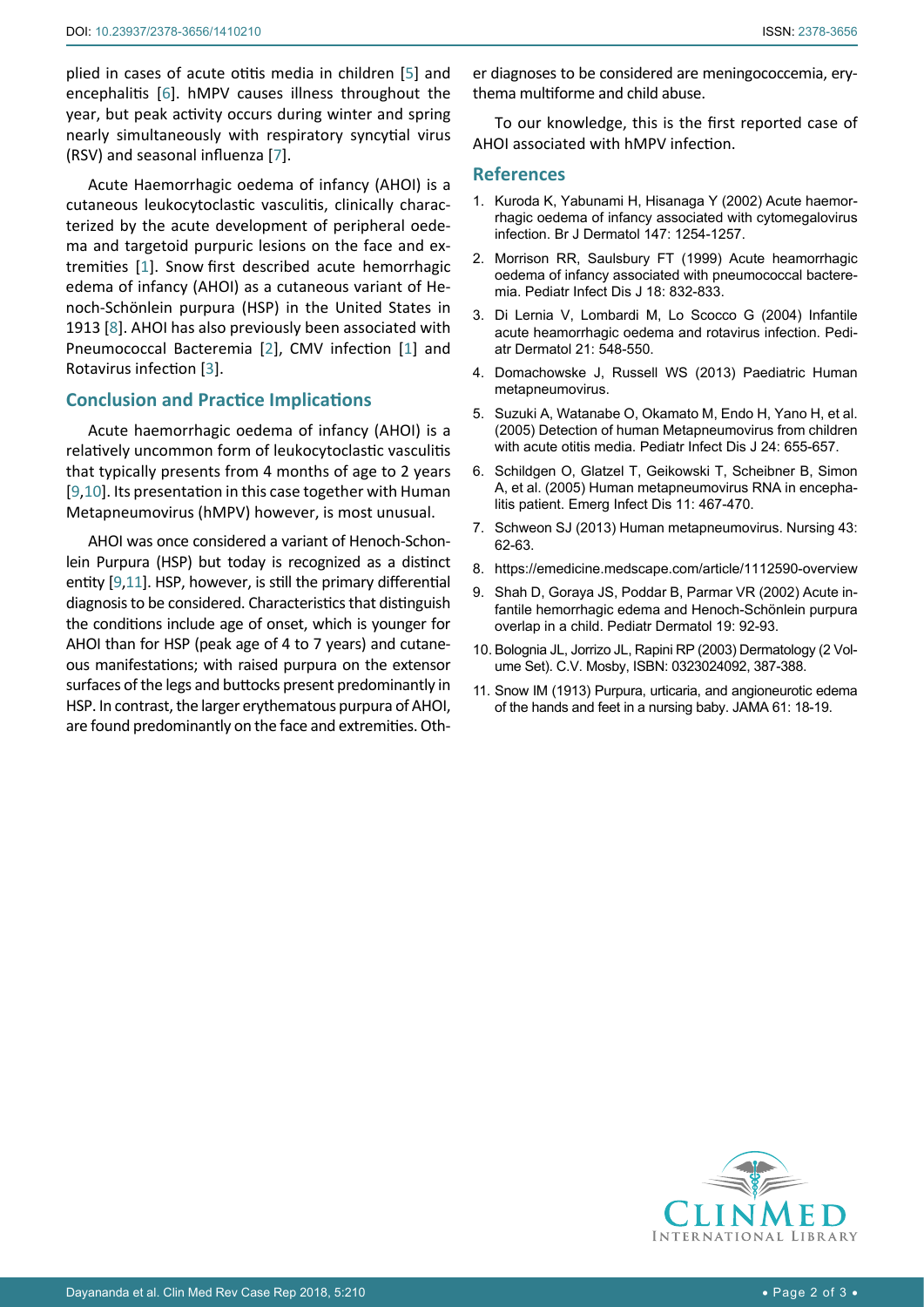plied in cases of acute otitis media in children [5] and encephalitis [6]. hMPV causes illness throughout the year, but peak activity occurs during winter and spring nearly simultaneously with respiratory syncytial virus (RSV) and seasonal influenza [7].

Acute Haemorrhagic oedema of infancy (AHOI) is a cutaneous leukocytoclastic vasculitis, clinically characterized by the acute development of peripheral oedema and targetoid purpuric lesions on the face and extremities [1]. Snow first described acute hemorrhagic edema of infancy (AHOI) as a cutaneous variant of Henoch-Schönlein purpura (HSP) in the United States in 1913 [8]. AHOI has also previously been associated with Pneumococcal Bacteremia [2], CMV infection [1] and Rotavirus infection [3].

## Conclusion and Practice Implications

Acute haemorrhagic oedema of infancy (AHOI) is a relatively uncommon form of leukocytoclastic vasculitis that typically presents from 4 months of age to 2 years [9,10]. Its presentation in this case together with Human Metapneumovirus (hMPV) however, is most unusual.

AHOI was once considered a variant of Henoch-Schonlein Purpura (HSP) but today is recognized as a distinct entity [9,11]. HSP, however, is still the primary differential diagnosis to be considered. Characteristics that distinguish the conditions include age of onset, which is younger for AHOI than for HSP (peak age of 4 to 7 years) and cutaneous manifestations; with raised purpura on the extensor surfaces of the legs and buttocks present predominantly in HSP. In contrast, the larger erythematous purpura of AHOI, are found predominantly on the face and extremities. Other diagnoses to be considered are meningococcemia, erythema multiforme and child abuse.

To our knowledge, this is the first reported case of AHOI associated with hMPV infection.

## References

1. Kuroda K, Yabunami H, Hisanaga Y (2002) Acute haemorrhagic oedema of infancy associated with cytomegalovirus infection. Br J Dermatol 147: 1254-1257.
2. Morrison RR, Saulsbury FT (1999) Acute heamorrhagic oedema of infancy associated with pneumococcal bacteremia. Pediatr Infect Dis J 18: 832-833.
3. Di Lernia V, Lombardi M, Lo Scocco G (2004) Infantile acute heamorrhagic oedema and rotavirus infection. Pediatr Dermatol 21: 548-550.
4. Domachowske J, Russell WS (2013) Paediatric Human metapneumovirus.
5. Suzuki A, Watanabe O, Okamato M, Endo H, Yano H, et al. (2005) Detection of human Metapneumovirus from children with acute otitis media. Pediatr Infect Dis J 24: 655-657.
6. Schildgen O, Glatzel T, Geikowski T, Scheibner B, Simon A, et al. (2005) Human metapneumovirus RNA in encephalitis patient. Emerg Infect Dis 11: 467-470.
7. Schweon SJ (2013) Human metapneumovirus. Nursing 43: 62-63.
8. https://emedicine.medscape.com/article/1112590-overview
9. Shah D, Goraya JS, Poddar B, Parmar VR (2002) Acute infantile hemorrhagic edema and Henoch-Schönlein purpura overlap in a child. Pediatr Dermatol 19: 92-93.
10. Bolognia JL, Jorrizo JL, Rapini RP (2003) Dermatology (2 Volume Set). C.V. Mosby, ISBN: 0323024092, 387-388.
11. Snow IM (1913) Purpura, urticaria, and angioneurotic edema of the hands and feet in a nursing baby. JAMA 61: 18-19.